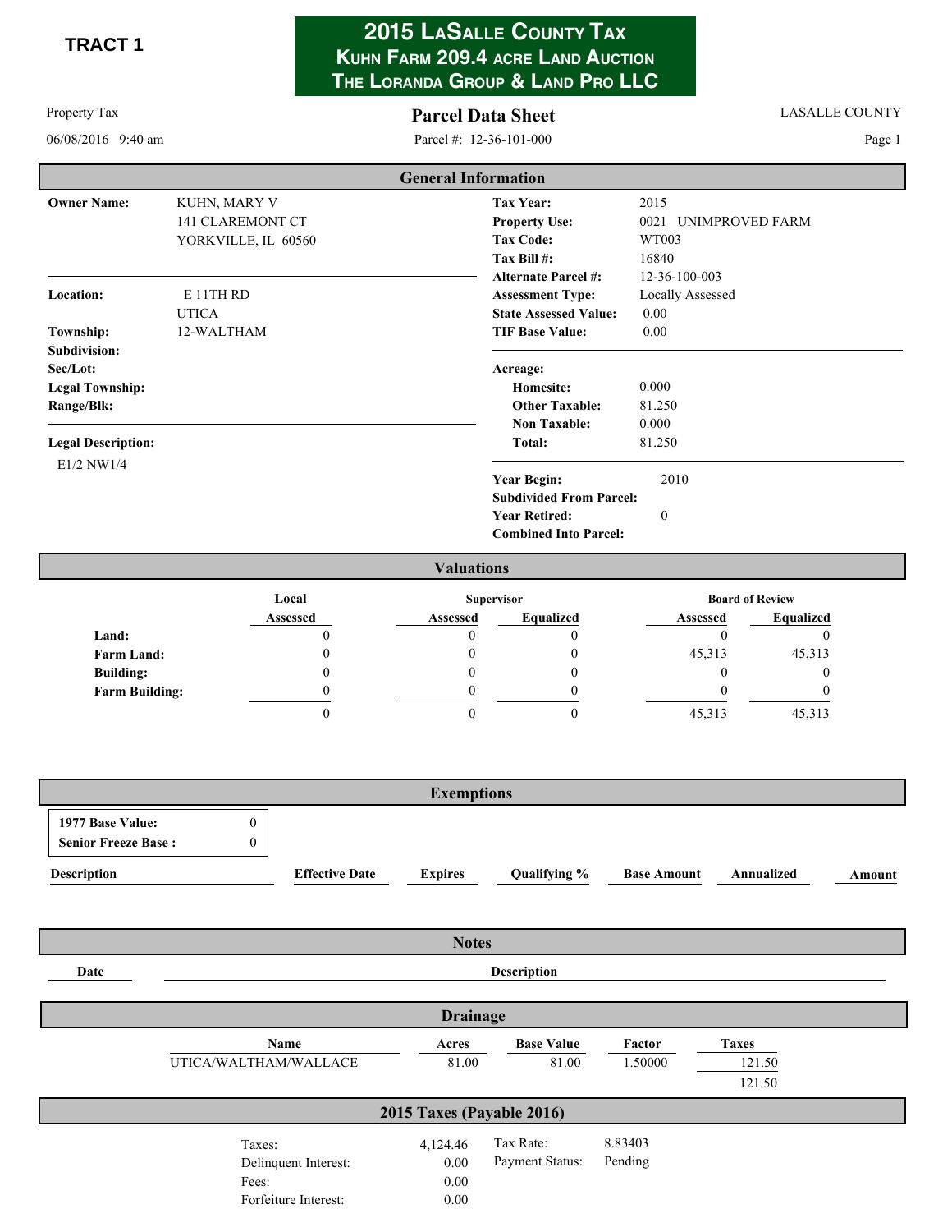**TRACT 1**

# 2015 LaSalle County Tax
## Kuhn Farm 209.4 acre Land Auction
## The Loranda Group & Land Pro LLC

Property Tax — **Parcel Data Sheet** — LASALLE COUNTY

06/08/2016 9:40 am — Parcel #: 12-36-101-000 — Page 1

## General Information

| | | | |
|---|---|---|---|
| **Owner Name:** | KUHN, MARY V<br>141 CLAREMONT CT<br>YORKVILLE, IL 60560 | **Tax Year:** | 2015 |
| | | **Property Use:** | 0021 UNIMPROVED FARM |
| | | **Tax Code:** | WT003 |
| | | **Tax Bill #:** | 16840 |
| | | **Alternate Parcel #:** | 12-36-100-003 |
| **Location:** | E 11TH RD<br>UTICA | **Assessment Type:** | Locally Assessed |
| | | **State Assessed Value:** | 0.00 |
| **Township:** | 12-WALTHAM | **TIF Base Value:** | 0.00 |
| **Subdivision:** | | | |
| **Sec/Lot:** | | **Acreage:** | |
| **Legal Township:** | | **Homesite:** | 0.000 |
| **Range/Blk:** | | **Other Taxable:** | 81.250 |
| | | **Non Taxable:** | 0.000 |
| **Legal Description:** | | **Total:** | 81.250 |
| E1/2 NW1/4 | | **Year Begin:** | 2010 |
| | | **Subdivided From Parcel:** | |
| | | **Year Retired:** | 0 |
| | | **Combined Into Parcel:** | |

## Valuations

| | Local | Supervisor | | Board of Review | |
|---|---|---|---|---|---|
| | Assessed | Assessed | Equalized | Assessed | Equalized |
| **Land:** | 0 | 0 | 0 | 0 | 0 |
| **Farm Land:** | 0 | 0 | 0 | 45,313 | 45,313 |
| **Building:** | 0 | 0 | 0 | 0 | 0 |
| **Farm Building:** | 0 | 0 | 0 | 0 | 0 |
| | 0 | 0 | 0 | 45,313 | 45,313 |

## Exemptions

| | |
|---|---|
| **1977 Base Value:** | 0 |
| **Senior Freeze Base :** | 0 |

| Description | Effective Date | Expires | Qualifying % | Base Amount | Annualized | Amount |
|---|---|---|---|---|---|---|

## Notes

| Date | Description |
|---|---|

## Drainage

| Name | Acres | Base Value | Factor | Taxes |
|---|---|---|---|---|
| UTICA/WALTHAM/WALLACE | 81.00 | 81.00 | 1.50000 | 121.50 |
| | | | | 121.50 |

## 2015 Taxes (Payable 2016)

| | | | |
|---|---|---|---|
| Taxes: | 4,124.46 | Tax Rate: | 8.83403 |
| Delinquent Interest: | 0.00 | Payment Status: | Pending |
| Fees: | 0.00 | | |
| Forfeiture Interest: | 0.00 | | |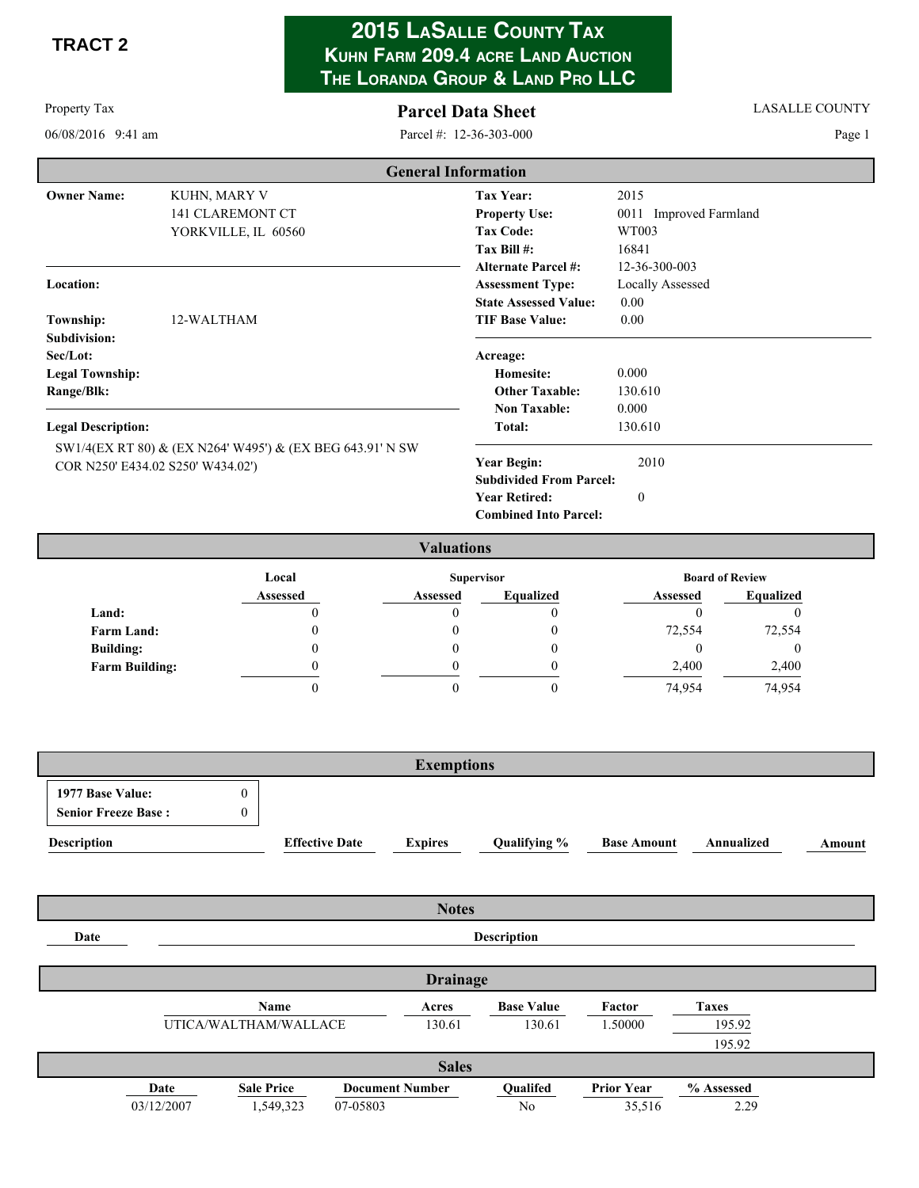**TRACT 2**

# 2015 LaSalle County Tax
## Kuhn Farm 209.4 acre Land Auction
## The Loranda Group & Land Pro LLC

Property Tax | **Parcel Data Sheet** | LASALLE COUNTY

06/08/2016 9:41 am | Parcel #: 12-36-303-000 | Page 1

### General Information

| | | | |
|---|---|---|---|
| **Owner Name:** | KUHN, MARY V<br>141 CLAREMONT CT<br>YORKVILLE, IL 60560 | **Tax Year:** | 2015 |
| | | **Property Use:** | 0011 Improved Farmland |
| | | **Tax Code:** | WT003 |
| | | **Tax Bill #:** | 16841 |
| | | **Alternate Parcel #:** | 12-36-300-003 |
| **Location:** | | **Assessment Type:** | Locally Assessed |
| | | **State Assessed Value:** | 0.00 |
| **Township:** | 12-WALTHAM | **TIF Base Value:** | 0.00 |
| **Subdivision:** | | | |
| **Sec/Lot:** | | **Acreage:** | |
| **Legal Township:** | | **Homesite:** | 0.000 |
| **Range/Blk:** | | **Other Taxable:** | 130.610 |
| | | **Non Taxable:** | 0.000 |
| **Legal Description:** | | **Total:** | 130.610 |

SW1/4(EX RT 80) & (EX N264' W495') & (EX BEG 643.91' N SW COR N250' E434.02 S250' W434.02')

| | |
|---|---|
| **Year Begin:** | 2010 |
| **Subdivided From Parcel:** | |
| **Year Retired:** | 0 |
| **Combined Into Parcel:** | |

### Valuations

| | Local | Supervisor | | Board of Review | |
|---|---|---|---|---|---|
| | Assessed | Assessed | Equalized | Assessed | Equalized |
| **Land:** | 0 | 0 | 0 | 0 | 0 |
| **Farm Land:** | 0 | 0 | 0 | 72,554 | 72,554 |
| **Building:** | 0 | 0 | 0 | 0 | 0 |
| **Farm Building:** | 0 | 0 | 0 | 2,400 | 2,400 |
| | 0 | 0 | 0 | 74,954 | 74,954 |

### Exemptions

| | |
|---|---|
| **1977 Base Value:** | 0 |
| **Senior Freeze Base :** | 0 |

| Description | Effective Date | Expires | Qualifying % | Base Amount | Annualized | Amount |
|---|---|---|---|---|---|---|

### Notes

| Date | Description |
|---|---|

### Drainage

| Name | Acres | Base Value | Factor | Taxes |
|---|---|---|---|---|
| UTICA/WALTHAM/WALLACE | 130.61 | 130.61 | 1.50000 | 195.92 |
| | | | | 195.92 |

### Sales

| Date | Sale Price | Document Number | Qualifed | Prior Year | % Assessed |
|---|---|---|---|---|---|
| 03/12/2007 | 1,549,323 | 07-05803 | No | 35,516 | 2.29 |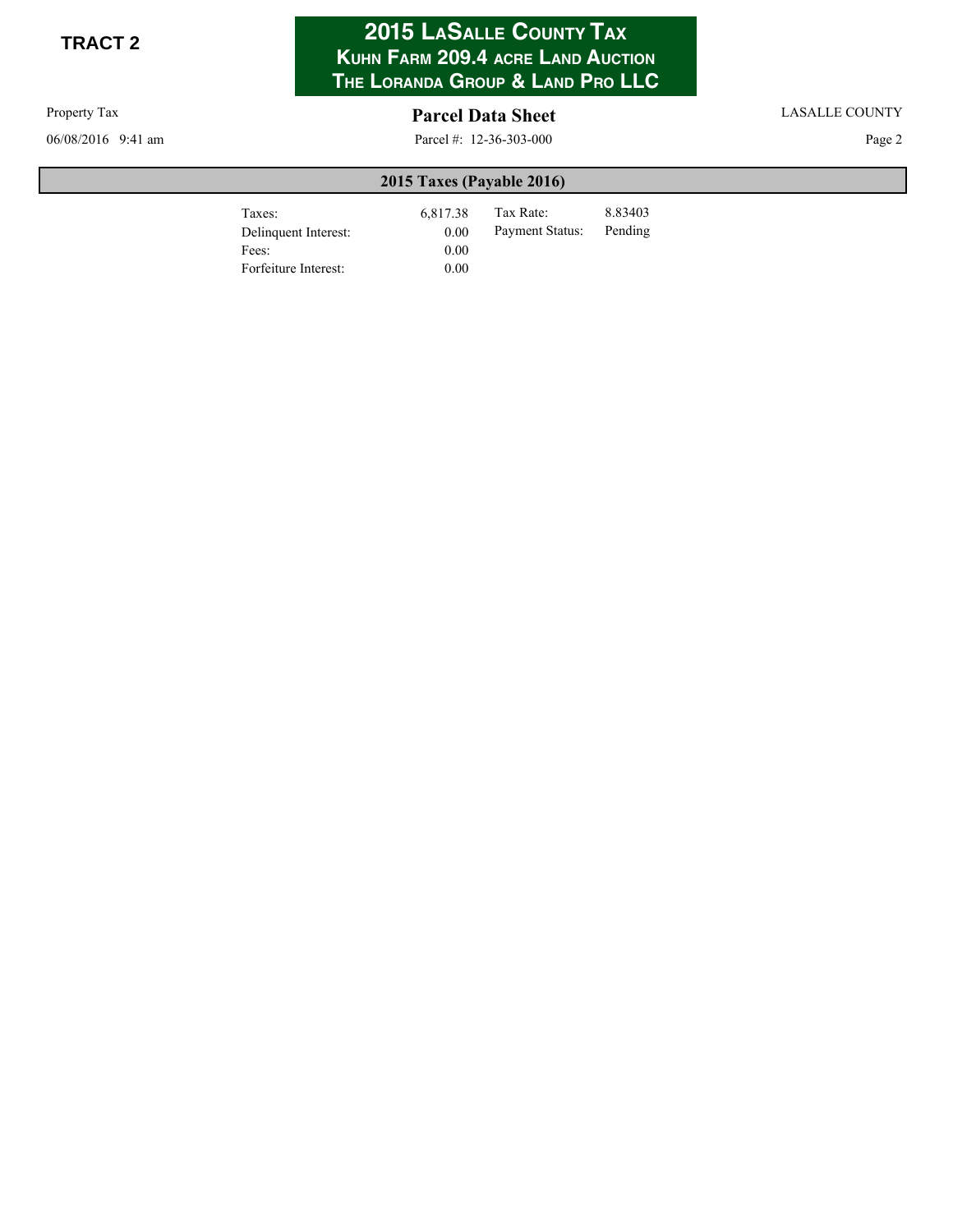**TRACT 2**

# 2015 LaSalle County Tax
## Kuhn Farm 209.4 acre Land Auction
## The Loranda Group & Land Pro LLC

Property Tax

06/08/2016 9:41 am

## Parcel Data Sheet

Parcel #: 12-36-303-000

LASALLE COUNTY

### 2015 Taxes (Payable 2016)

| | | | |
|---|---|---|---|
| Taxes: | 6,817.38 | Tax Rate: | 8.83403 |
| Delinquent Interest: | 0.00 | Payment Status: | Pending |
| Fees: | 0.00 | | |
| Forfeiture Interest: | 0.00 | | |